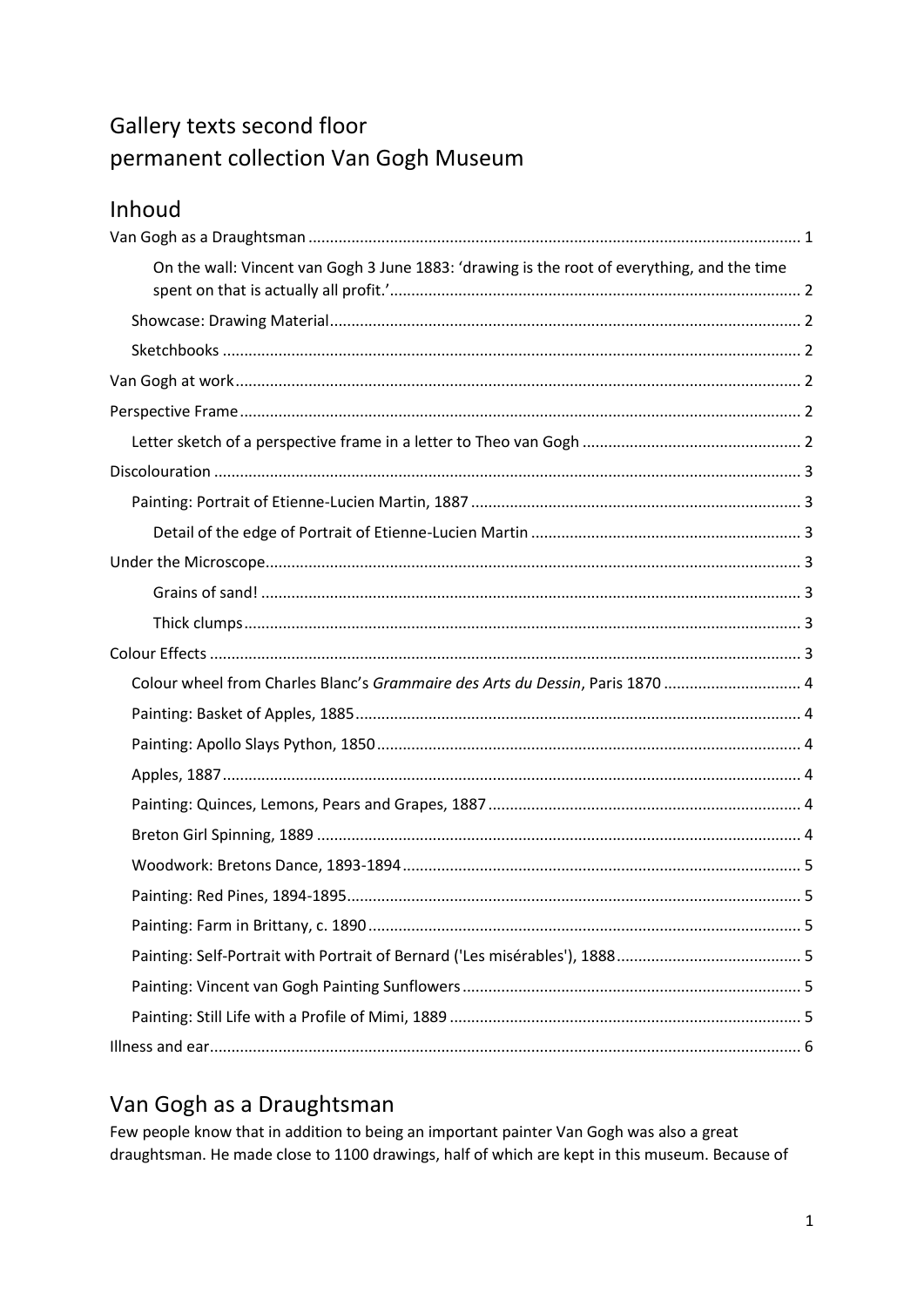# Gallery texts second floor
# permanent collection Van Gogh Museum

## Inhoud

Van Gogh as a Draughtsman ........ 1

On the wall: Vincent van Gogh 3 June 1883: 'drawing is the root of everything, and the time spent on that is actually all profit.' ........ 2

Showcase: Drawing Material ........ 2

Sketchbooks ........ 2

Van Gogh at work ........ 2

Perspective Frame ........ 2

Letter sketch of a perspective frame in a letter to Theo van Gogh ........ 2

Discolouration ........ 3

Painting: Portrait of Etienne-Lucien Martin, 1887 ........ 3

Detail of the edge of Portrait of Etienne-Lucien Martin ........ 3

Under the Microscope ........ 3

Grains of sand! ........ 3

Thick clumps ........ 3

Colour Effects ........ 3

Colour wheel from Charles Blanc's *Grammaire des Arts du Dessin*, Paris 1870 ........ 4

Painting: Basket of Apples, 1885 ........ 4

Painting: Apollo Slays Python, 1850 ........ 4

Apples, 1887 ........ 4

Painting: Quinces, Lemons, Pears and Grapes, 1887 ........ 4

Breton Girl Spinning, 1889 ........ 4

Woodwork: Bretons Dance, 1893-1894 ........ 5

Painting: Red Pines, 1894-1895 ........ 5

Painting: Farm in Brittany, c. 1890 ........ 5

Painting: Self-Portrait with Portrait of Bernard ('Les misérables'), 1888 ........ 5

Painting: Vincent van Gogh Painting Sunflowers ........ 5

Painting: Still Life with a Profile of Mimi, 1889 ........ 5

Illness and ear ........ 6

## Van Gogh as a Draughtsman

Few people know that in addition to being an important painter Van Gogh was also a great draughtsman. He made close to 1100 drawings, half of which are kept in this museum. Because of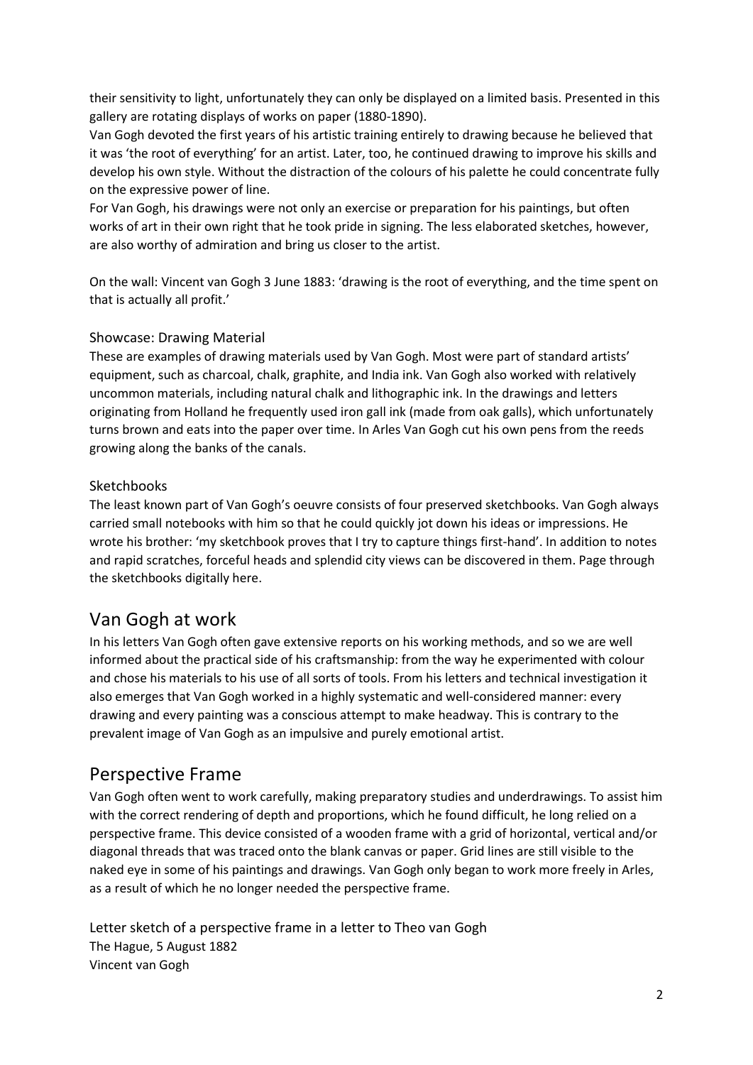their sensitivity to light, unfortunately they can only be displayed on a limited basis. Presented in this gallery are rotating displays of works on paper (1880-1890).

Van Gogh devoted the first years of his artistic training entirely to drawing because he believed that it was 'the root of everything' for an artist. Later, too, he continued drawing to improve his skills and develop his own style. Without the distraction of the colours of his palette he could concentrate fully on the expressive power of line.

For Van Gogh, his drawings were not only an exercise or preparation for his paintings, but often works of art in their own right that he took pride in signing. The less elaborated sketches, however, are also worthy of admiration and bring us closer to the artist.

On the wall: Vincent van Gogh 3 June 1883: 'drawing is the root of everything, and the time spent on that is actually all profit.'

### Showcase: Drawing Material

These are examples of drawing materials used by Van Gogh. Most were part of standard artists' equipment, such as charcoal, chalk, graphite, and India ink. Van Gogh also worked with relatively uncommon materials, including natural chalk and lithographic ink. In the drawings and letters originating from Holland he frequently used iron gall ink (made from oak galls), which unfortunately turns brown and eats into the paper over time. In Arles Van Gogh cut his own pens from the reeds growing along the banks of the canals.

### Sketchbooks

The least known part of Van Gogh's oeuvre consists of four preserved sketchbooks. Van Gogh always carried small notebooks with him so that he could quickly jot down his ideas or impressions. He wrote his brother: 'my sketchbook proves that I try to capture things first-hand'. In addition to notes and rapid scratches, forceful heads and splendid city views can be discovered in them. Page through the sketchbooks digitally here.

## Van Gogh at work

In his letters Van Gogh often gave extensive reports on his working methods, and so we are well informed about the practical side of his craftsmanship: from the way he experimented with colour and chose his materials to his use of all sorts of tools. From his letters and technical investigation it also emerges that Van Gogh worked in a highly systematic and well-considered manner: every drawing and every painting was a conscious attempt to make headway. This is contrary to the prevalent image of Van Gogh as an impulsive and purely emotional artist.

## Perspective Frame

Van Gogh often went to work carefully, making preparatory studies and underdrawings. To assist him with the correct rendering of depth and proportions, which he found difficult, he long relied on a perspective frame. This device consisted of a wooden frame with a grid of horizontal, vertical and/or diagonal threads that was traced onto the blank canvas or paper. Grid lines are still visible to the naked eye in some of his paintings and drawings. Van Gogh only began to work more freely in Arles, as a result of which he no longer needed the perspective frame.

### Letter sketch of a perspective frame in a letter to Theo van Gogh

The Hague, 5 August 1882
Vincent van Gogh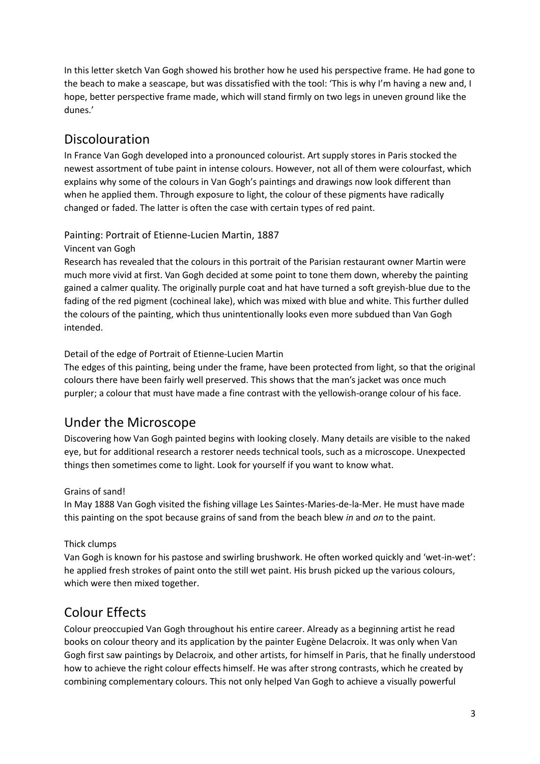In this letter sketch Van Gogh showed his brother how he used his perspective frame. He had gone to the beach to make a seascape, but was dissatisfied with the tool: 'This is why I'm having a new and, I hope, better perspective frame made, which will stand firmly on two legs in uneven ground like the dunes.'

## Discolouration

In France Van Gogh developed into a pronounced colourist. Art supply stores in Paris stocked the newest assortment of tube paint in intense colours. However, not all of them were colourfast, which explains why some of the colours in Van Gogh's paintings and drawings now look different than when he applied them. Through exposure to light, the colour of these pigments have radically changed or faded. The latter is often the case with certain types of red paint.

### Painting: Portrait of Etienne-Lucien Martin, 1887

Vincent van Gogh

Research has revealed that the colours in this portrait of the Parisian restaurant owner Martin were much more vivid at first. Van Gogh decided at some point to tone them down, whereby the painting gained a calmer quality. The originally purple coat and hat have turned a soft greyish-blue due to the fading of the red pigment (cochineal lake), which was mixed with blue and white. This further dulled the colours of the painting, which thus unintentionally looks even more subdued than Van Gogh intended.

Detail of the edge of Portrait of Etienne-Lucien Martin

The edges of this painting, being under the frame, have been protected from light, so that the original colours there have been fairly well preserved. This shows that the man's jacket was once much purpler; a colour that must have made a fine contrast with the yellowish-orange colour of his face.

## Under the Microscope

Discovering how Van Gogh painted begins with looking closely. Many details are visible to the naked eye, but for additional research a restorer needs technical tools, such as a microscope. Unexpected things then sometimes come to light. Look for yourself if you want to know what.

Grains of sand!

In May 1888 Van Gogh visited the fishing village Les Saintes-Maries-de-la-Mer. He must have made this painting on the spot because grains of sand from the beach blew *in* and *on* to the paint.

Thick clumps

Van Gogh is known for his pastose and swirling brushwork. He often worked quickly and 'wet-in-wet': he applied fresh strokes of paint onto the still wet paint. His brush picked up the various colours, which were then mixed together.

## Colour Effects

Colour preoccupied Van Gogh throughout his entire career. Already as a beginning artist he read books on colour theory and its application by the painter Eugène Delacroix. It was only when Van Gogh first saw paintings by Delacroix, and other artists, for himself in Paris, that he finally understood how to achieve the right colour effects himself. He was after strong contrasts, which he created by combining complementary colours. This not only helped Van Gogh to achieve a visually powerful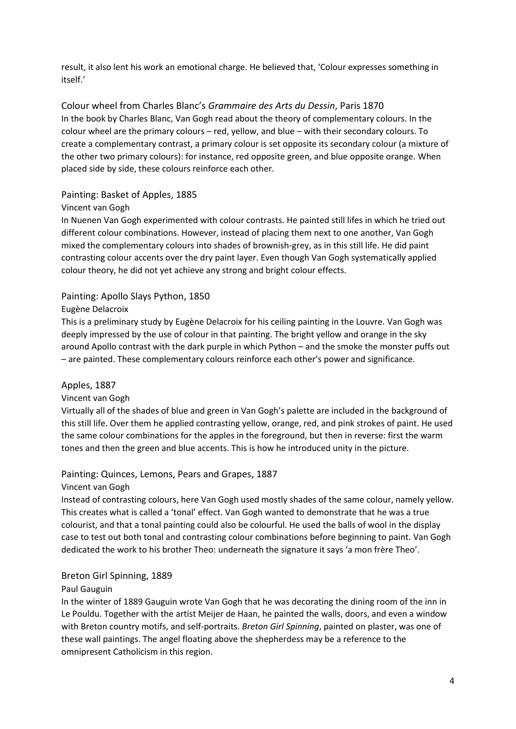result, it also lent his work an emotional charge. He believed that, 'Colour expresses something in itself.'

### Colour wheel from Charles Blanc's *Grammaire des Arts du Dessin*, Paris 1870

In the book by Charles Blanc, Van Gogh read about the theory of complementary colours. In the colour wheel are the primary colours – red, yellow, and blue – with their secondary colours. To create a complementary contrast, a primary colour is set opposite its secondary colour (a mixture of the other two primary colours): for instance, red opposite green, and blue opposite orange. When placed side by side, these colours reinforce each other.

### Painting: Basket of Apples, 1885

Vincent van Gogh

In Nuenen Van Gogh experimented with colour contrasts. He painted still lifes in which he tried out different colour combinations. However, instead of placing them next to one another, Van Gogh mixed the complementary colours into shades of brownish-grey, as in this still life. He did paint contrasting colour accents over the dry paint layer. Even though Van Gogh systematically applied colour theory, he did not yet achieve any strong and bright colour effects.

### Painting: Apollo Slays Python, 1850

Eugène Delacroix

This is a preliminary study by Eugène Delacroix for his ceiling painting in the Louvre. Van Gogh was deeply impressed by the use of colour in that painting. The bright yellow and orange in the sky around Apollo contrast with the dark purple in which Python – and the smoke the monster puffs out – are painted. These complementary colours reinforce each other's power and significance.

### Apples, 1887

Vincent van Gogh

Virtually all of the shades of blue and green in Van Gogh's palette are included in the background of this still life. Over them he applied contrasting yellow, orange, red, and pink strokes of paint. He used the same colour combinations for the apples in the foreground, but then in reverse: first the warm tones and then the green and blue accents. This is how he introduced unity in the picture.

### Painting: Quinces, Lemons, Pears and Grapes, 1887

Vincent van Gogh

Instead of contrasting colours, here Van Gogh used mostly shades of the same colour, namely yellow. This creates what is called a 'tonal' effect. Van Gogh wanted to demonstrate that he was a true colourist, and that a tonal painting could also be colourful. He used the balls of wool in the display case to test out both tonal and contrasting colour combinations before beginning to paint. Van Gogh dedicated the work to his brother Theo: underneath the signature it says 'a mon frère Theo'.

### Breton Girl Spinning, 1889

Paul Gauguin

In the winter of 1889 Gauguin wrote Van Gogh that he was decorating the dining room of the inn in Le Pouldu. Together with the artist Meijer de Haan, he painted the walls, doors, and even a window with Breton country motifs, and self-portraits. *Breton Girl Spinning*, painted on plaster, was one of these wall paintings. The angel floating above the shepherdess may be a reference to the omnipresent Catholicism in this region.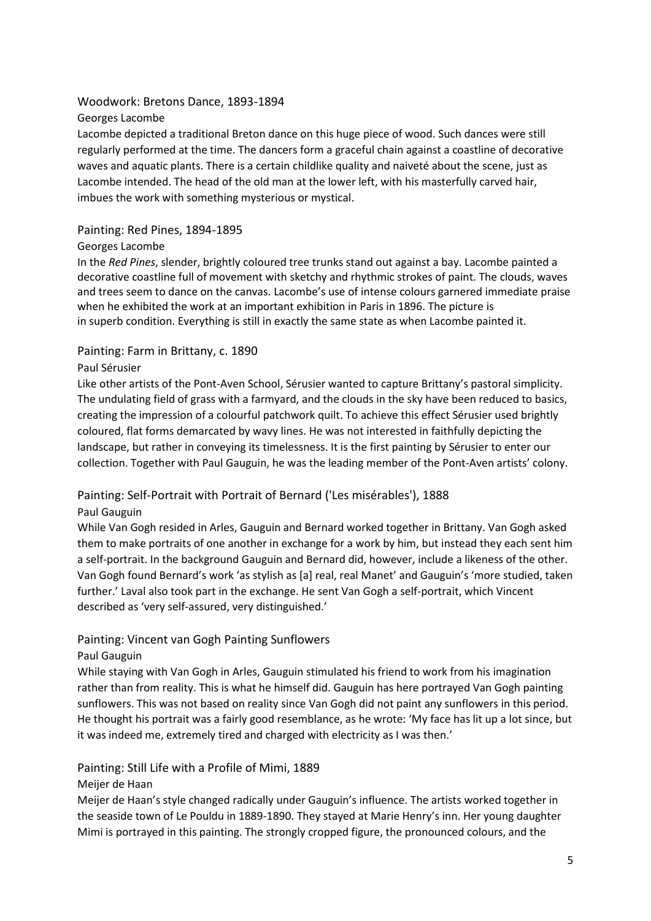### Woodwork: Bretons Dance, 1893-1894

Georges Lacombe

Lacombe depicted a traditional Breton dance on this huge piece of wood. Such dances were still regularly performed at the time. The dancers form a graceful chain against a coastline of decorative waves and aquatic plants. There is a certain childlike quality and naiveté about the scene, just as Lacombe intended. The head of the old man at the lower left, with his masterfully carved hair, imbues the work with something mysterious or mystical.

### Painting: Red Pines, 1894-1895

Georges Lacombe

In the *Red Pines*, slender, brightly coloured tree trunks stand out against a bay. Lacombe painted a decorative coastline full of movement with sketchy and rhythmic strokes of paint. The clouds, waves and trees seem to dance on the canvas. Lacombe's use of intense colours garnered immediate praise when he exhibited the work at an important exhibition in Paris in 1896. The picture is in superb condition. Everything is still in exactly the same state as when Lacombe painted it.

### Painting: Farm in Brittany, c. 1890

Paul Sérusier

Like other artists of the Pont-Aven School, Sérusier wanted to capture Brittany's pastoral simplicity. The undulating field of grass with a farmyard, and the clouds in the sky have been reduced to basics, creating the impression of a colourful patchwork quilt. To achieve this effect Sérusier used brightly coloured, flat forms demarcated by wavy lines. He was not interested in faithfully depicting the landscape, but rather in conveying its timelessness. It is the first painting by Sérusier to enter our collection. Together with Paul Gauguin, he was the leading member of the Pont-Aven artists' colony.

### Painting: Self-Portrait with Portrait of Bernard ('Les misérables'), 1888

Paul Gauguin

While Van Gogh resided in Arles, Gauguin and Bernard worked together in Brittany. Van Gogh asked them to make portraits of one another in exchange for a work by him, but instead they each sent him a self-portrait. In the background Gauguin and Bernard did, however, include a likeness of the other. Van Gogh found Bernard's work 'as stylish as [a] real, real Manet' and Gauguin's 'more studied, taken further.' Laval also took part in the exchange. He sent Van Gogh a self-portrait, which Vincent described as 'very self-assured, very distinguished.'

### Painting: Vincent van Gogh Painting Sunflowers

Paul Gauguin

While staying with Van Gogh in Arles, Gauguin stimulated his friend to work from his imagination rather than from reality. This is what he himself did. Gauguin has here portrayed Van Gogh painting sunflowers. This was not based on reality since Van Gogh did not paint any sunflowers in this period. He thought his portrait was a fairly good resemblance, as he wrote: 'My face has lit up a lot since, but it was indeed me, extremely tired and charged with electricity as I was then.'

### Painting: Still Life with a Profile of Mimi, 1889

Meijer de Haan

Meijer de Haan's style changed radically under Gauguin's influence. The artists worked together in the seaside town of Le Pouldu in 1889-1890. They stayed at Marie Henry's inn. Her young daughter Mimi is portrayed in this painting. The strongly cropped figure, the pronounced colours, and the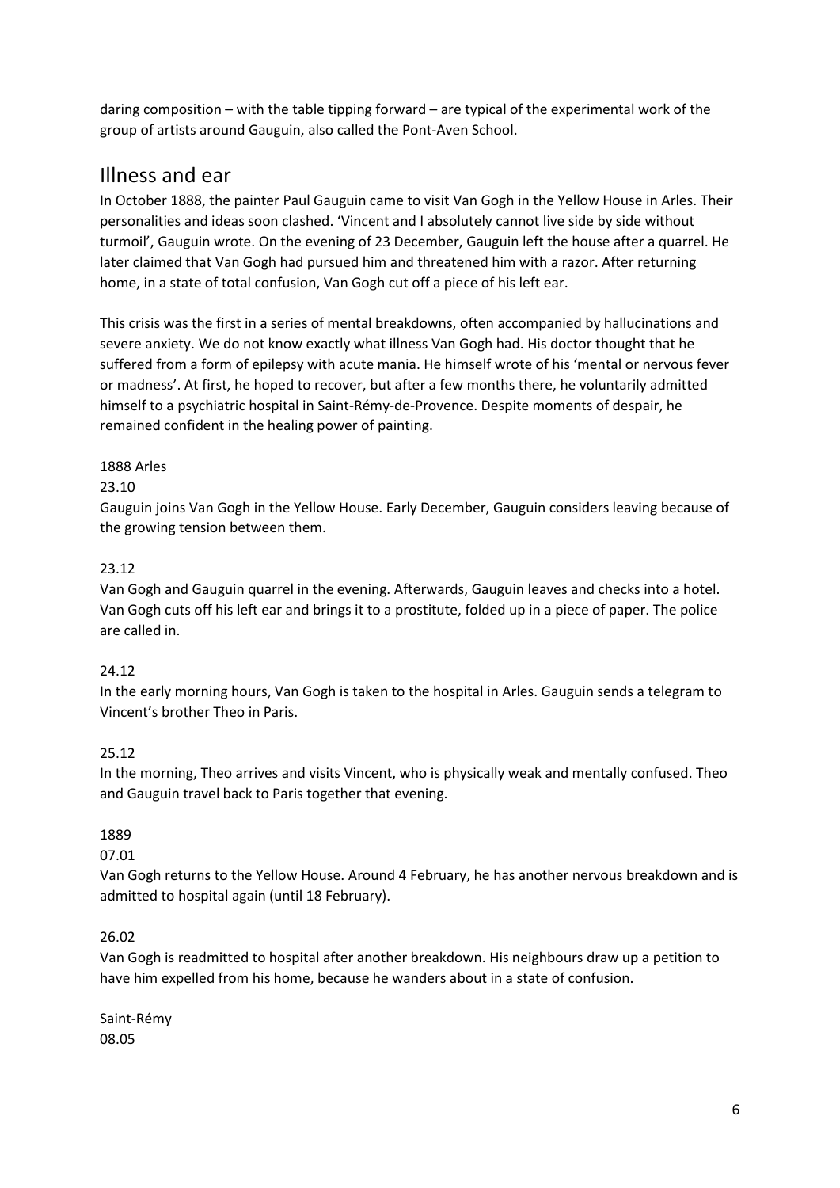daring composition – with the table tipping forward – are typical of the experimental work of the group of artists around Gauguin, also called the Pont-Aven School.

## Illness and ear

In October 1888, the painter Paul Gauguin came to visit Van Gogh in the Yellow House in Arles. Their personalities and ideas soon clashed. 'Vincent and I absolutely cannot live side by side without turmoil', Gauguin wrote. On the evening of 23 December, Gauguin left the house after a quarrel. He later claimed that Van Gogh had pursued him and threatened him with a razor. After returning home, in a state of total confusion, Van Gogh cut off a piece of his left ear.

This crisis was the first in a series of mental breakdowns, often accompanied by hallucinations and severe anxiety. We do not know exactly what illness Van Gogh had. His doctor thought that he suffered from a form of epilepsy with acute mania. He himself wrote of his 'mental or nervous fever or madness'. At first, he hoped to recover, but after a few months there, he voluntarily admitted himself to a psychiatric hospital in Saint-Rémy-de-Provence. Despite moments of despair, he remained confident in the healing power of painting.

1888 Arles

23.10

Gauguin joins Van Gogh in the Yellow House. Early December, Gauguin considers leaving because of the growing tension between them.

23.12

Van Gogh and Gauguin quarrel in the evening. Afterwards, Gauguin leaves and checks into a hotel. Van Gogh cuts off his left ear and brings it to a prostitute, folded up in a piece of paper. The police are called in.

24.12

In the early morning hours, Van Gogh is taken to the hospital in Arles. Gauguin sends a telegram to Vincent's brother Theo in Paris.

25.12

In the morning, Theo arrives and visits Vincent, who is physically weak and mentally confused. Theo and Gauguin travel back to Paris together that evening.

1889

07.01

Van Gogh returns to the Yellow House. Around 4 February, he has another nervous breakdown and is admitted to hospital again (until 18 February).

26.02

Van Gogh is readmitted to hospital after another breakdown. His neighbours draw up a petition to have him expelled from his home, because he wanders about in a state of confusion.

Saint-Rémy

08.05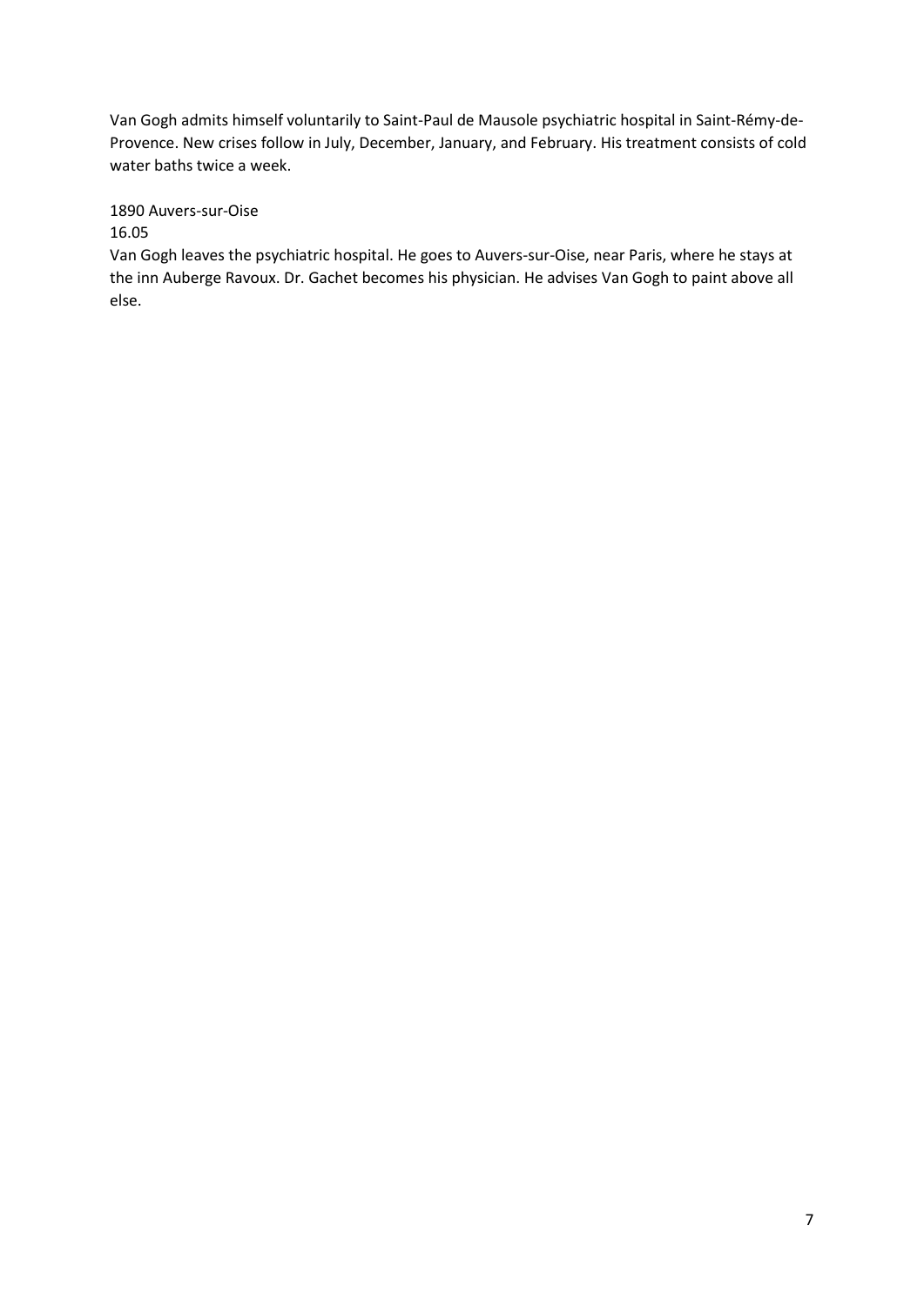Van Gogh admits himself voluntarily to Saint-Paul de Mausole psychiatric hospital in Saint-Rémy-de-Provence. New crises follow in July, December, January, and February. His treatment consists of cold water baths twice a week.

1890 Auvers-sur-Oise

16.05

Van Gogh leaves the psychiatric hospital. He goes to Auvers-sur-Oise, near Paris, where he stays at the inn Auberge Ravoux. Dr. Gachet becomes his physician. He advises Van Gogh to paint above all else.